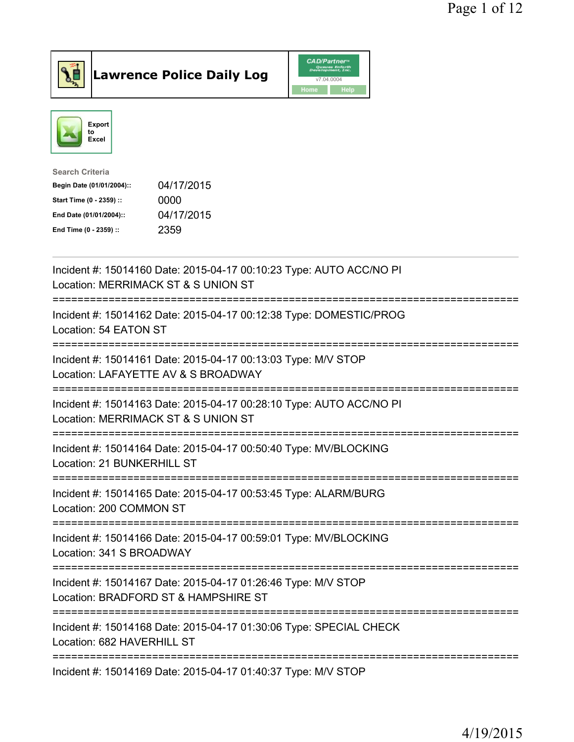# Lawrence Police Daily Log

CAD/Partner v7.04.0004

Home | Help

Export to Excel

**Search Criteria**

| | |
|---|---|
| **Begin Date (01/01/2004)::** | 04/17/2015 |
| **Start Time (0 - 2359) ::** | 0000 |
| **End Date (01/01/2004)::** | 04/17/2015 |
| **End Time (0 - 2359) ::** | 2359 |

---

Incident #: 15014160 Date: 2015-04-17 00:10:23 Type: AUTO ACC/NO PI
Location: MERRIMACK ST & S UNION ST
===========================================================================
Incident #: 15014162 Date: 2015-04-17 00:12:38 Type: DOMESTIC/PROG
Location: 54 EATON ST
===========================================================================
Incident #: 15014161 Date: 2015-04-17 00:13:03 Type: M/V STOP
Location: LAFAYETTE AV & S BROADWAY
===========================================================================
Incident #: 15014163 Date: 2015-04-17 00:28:10 Type: AUTO ACC/NO PI
Location: MERRIMACK ST & S UNION ST
===========================================================================
Incident #: 15014164 Date: 2015-04-17 00:50:40 Type: MV/BLOCKING
Location: 21 BUNKERHILL ST
===========================================================================
Incident #: 15014165 Date: 2015-04-17 00:53:45 Type: ALARM/BURG
Location: 200 COMMON ST
===========================================================================
Incident #: 15014166 Date: 2015-04-17 00:59:01 Type: MV/BLOCKING
Location: 341 S BROADWAY
===========================================================================
Incident #: 15014167 Date: 2015-04-17 01:26:46 Type: M/V STOP
Location: BRADFORD ST & HAMPSHIRE ST
===========================================================================
Incident #: 15014168 Date: 2015-04-17 01:30:06 Type: SPECIAL CHECK
Location: 682 HAVERHILL ST
===========================================================================
Incident #: 15014169 Date: 2015-04-17 01:40:37 Type: M/V STOP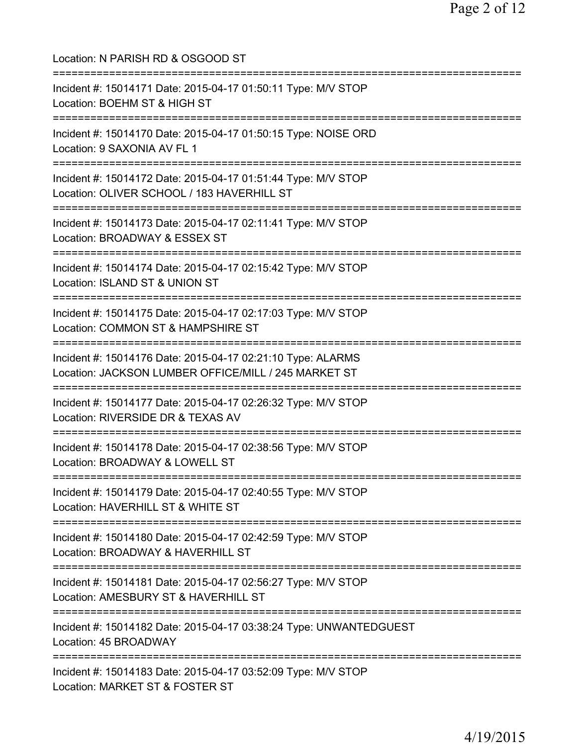Location: N PARISH RD & OSGOOD ST
===========================================================================
Incident #: 15014171 Date: 2015-04-17 01:50:11 Type: M/V STOP
Location: BOEHM ST & HIGH ST
===========================================================================
Incident #: 15014170 Date: 2015-04-17 01:50:15 Type: NOISE ORD
Location: 9 SAXONIA AV FL 1
===========================================================================
Incident #: 15014172 Date: 2015-04-17 01:51:44 Type: M/V STOP
Location: OLIVER SCHOOL / 183 HAVERHILL ST
===========================================================================
Incident #: 15014173 Date: 2015-04-17 02:11:41 Type: M/V STOP
Location: BROADWAY & ESSEX ST
===========================================================================
Incident #: 15014174 Date: 2015-04-17 02:15:42 Type: M/V STOP
Location: ISLAND ST & UNION ST
===========================================================================
Incident #: 15014175 Date: 2015-04-17 02:17:03 Type: M/V STOP
Location: COMMON ST & HAMPSHIRE ST
===========================================================================
Incident #: 15014176 Date: 2015-04-17 02:21:10 Type: ALARMS
Location: JACKSON LUMBER OFFICE/MILL / 245 MARKET ST
===========================================================================
Incident #: 15014177 Date: 2015-04-17 02:26:32 Type: M/V STOP
Location: RIVERSIDE DR & TEXAS AV
===========================================================================
Incident #: 15014178 Date: 2015-04-17 02:38:56 Type: M/V STOP
Location: BROADWAY & LOWELL ST
===========================================================================
Incident #: 15014179 Date: 2015-04-17 02:40:55 Type: M/V STOP
Location: HAVERHILL ST & WHITE ST
===========================================================================
Incident #: 15014180 Date: 2015-04-17 02:42:59 Type: M/V STOP
Location: BROADWAY & HAVERHILL ST
===========================================================================
Incident #: 15014181 Date: 2015-04-17 02:56:27 Type: M/V STOP
Location: AMESBURY ST & HAVERHILL ST
===========================================================================
Incident #: 15014182 Date: 2015-04-17 03:38:24 Type: UNWANTEDGUEST
Location: 45 BROADWAY
===========================================================================
Incident #: 15014183 Date: 2015-04-17 03:52:09 Type: M/V STOP
Location: MARKET ST & FOSTER ST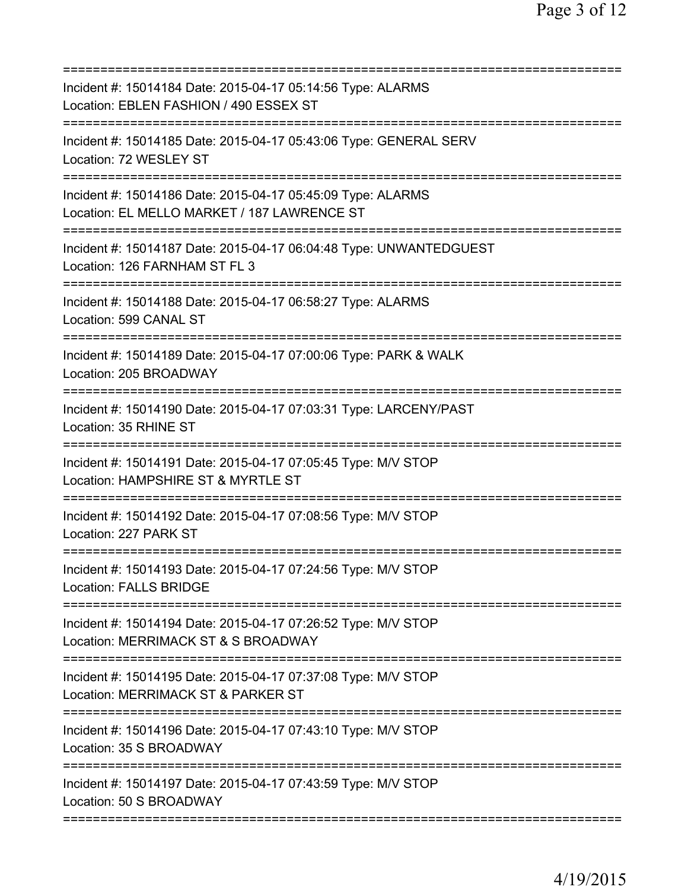==============================================================================
Incident #: 15014184 Date: 2015-04-17 05:14:56 Type: ALARMS
Location: EBLEN FASHION / 490 ESSEX ST
==============================================================================
Incident #: 15014185 Date: 2015-04-17 05:43:06 Type: GENERAL SERV
Location: 72 WESLEY ST
==============================================================================
Incident #: 15014186 Date: 2015-04-17 05:45:09 Type: ALARMS
Location: EL MELLO MARKET / 187 LAWRENCE ST
==============================================================================
Incident #: 15014187 Date: 2015-04-17 06:04:48 Type: UNWANTEDGUEST
Location: 126 FARNHAM ST FL 3
==============================================================================
Incident #: 15014188 Date: 2015-04-17 06:58:27 Type: ALARMS
Location: 599 CANAL ST
==============================================================================
Incident #: 15014189 Date: 2015-04-17 07:00:06 Type: PARK & WALK
Location: 205 BROADWAY
==============================================================================
Incident #: 15014190 Date: 2015-04-17 07:03:31 Type: LARCENY/PAST
Location: 35 RHINE ST
==============================================================================
Incident #: 15014191 Date: 2015-04-17 07:05:45 Type: M/V STOP
Location: HAMPSHIRE ST & MYRTLE ST
==============================================================================
Incident #: 15014192 Date: 2015-04-17 07:08:56 Type: M/V STOP
Location: 227 PARK ST
==============================================================================
Incident #: 15014193 Date: 2015-04-17 07:24:56 Type: M/V STOP
Location: FALLS BRIDGE
==============================================================================
Incident #: 15014194 Date: 2015-04-17 07:26:52 Type: M/V STOP
Location: MERRIMACK ST & S BROADWAY
==============================================================================
Incident #: 15014195 Date: 2015-04-17 07:37:08 Type: M/V STOP
Location: MERRIMACK ST & PARKER ST
==============================================================================
Incident #: 15014196 Date: 2015-04-17 07:43:10 Type: M/V STOP
Location: 35 S BROADWAY
==============================================================================
Incident #: 15014197 Date: 2015-04-17 07:43:59 Type: M/V STOP
Location: 50 S BROADWAY
==============================================================================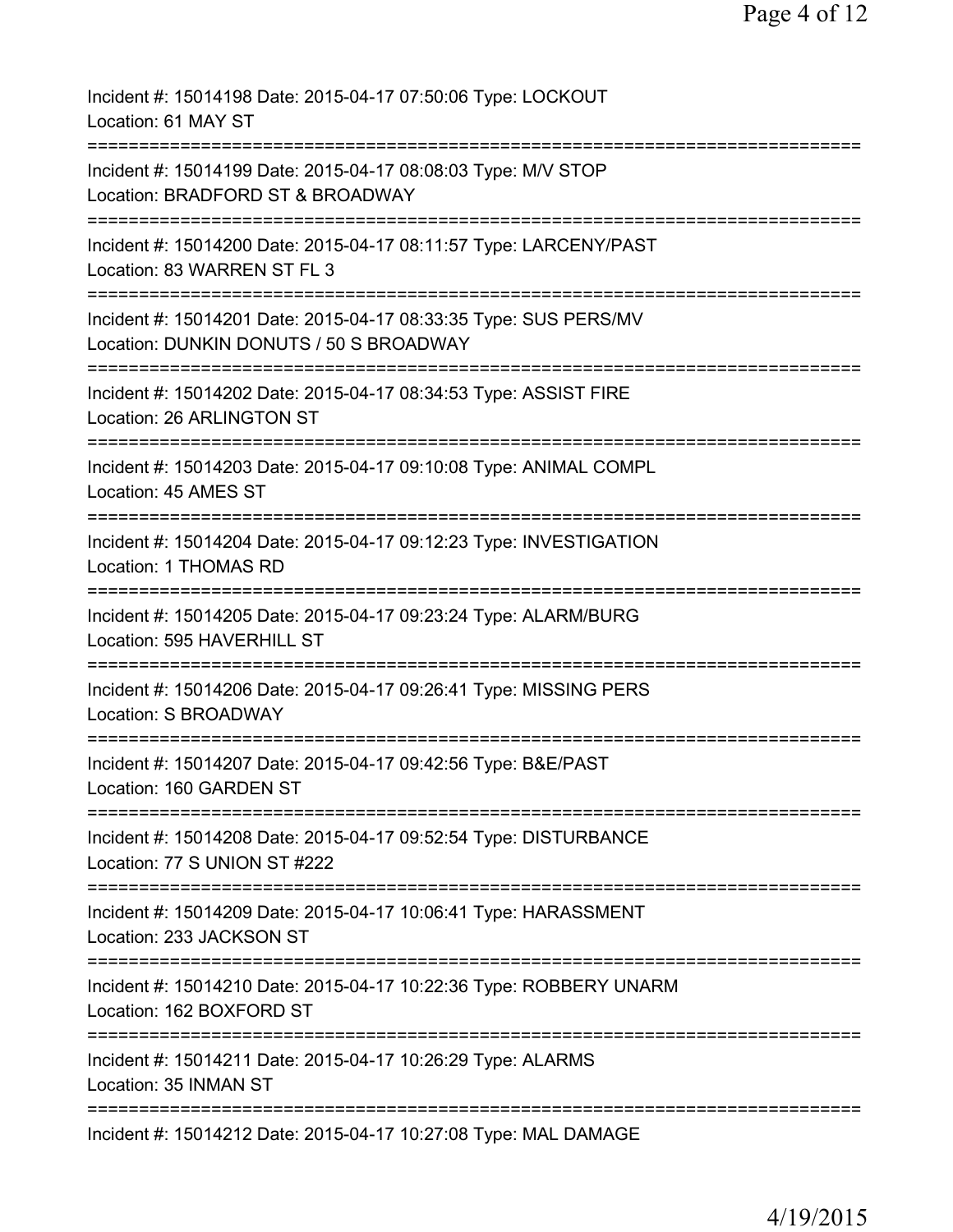Incident #: 15014198 Date: 2015-04-17 07:50:06 Type: LOCKOUT
Location: 61 MAY ST
===========================================================================
Incident #: 15014199 Date: 2015-04-17 08:08:03 Type: M/V STOP
Location: BRADFORD ST & BROADWAY
===========================================================================
Incident #: 15014200 Date: 2015-04-17 08:11:57 Type: LARCENY/PAST
Location: 83 WARREN ST FL 3
===========================================================================
Incident #: 15014201 Date: 2015-04-17 08:33:35 Type: SUS PERS/MV
Location: DUNKIN DONUTS / 50 S BROADWAY
===========================================================================
Incident #: 15014202 Date: 2015-04-17 08:34:53 Type: ASSIST FIRE
Location: 26 ARLINGTON ST
===========================================================================
Incident #: 15014203 Date: 2015-04-17 09:10:08 Type: ANIMAL COMPL
Location: 45 AMES ST
===========================================================================
Incident #: 15014204 Date: 2015-04-17 09:12:23 Type: INVESTIGATION
Location: 1 THOMAS RD
===========================================================================
Incident #: 15014205 Date: 2015-04-17 09:23:24 Type: ALARM/BURG
Location: 595 HAVERHILL ST
===========================================================================
Incident #: 15014206 Date: 2015-04-17 09:26:41 Type: MISSING PERS
Location: S BROADWAY
===========================================================================
Incident #: 15014207 Date: 2015-04-17 09:42:56 Type: B&E/PAST
Location: 160 GARDEN ST
===========================================================================
Incident #: 15014208 Date: 2015-04-17 09:52:54 Type: DISTURBANCE
Location: 77 S UNION ST #222
===========================================================================
Incident #: 15014209 Date: 2015-04-17 10:06:41 Type: HARASSMENT
Location: 233 JACKSON ST
===========================================================================
Incident #: 15014210 Date: 2015-04-17 10:22:36 Type: ROBBERY UNARM
Location: 162 BOXFORD ST
===========================================================================
Incident #: 15014211 Date: 2015-04-17 10:26:29 Type: ALARMS
Location: 35 INMAN ST
===========================================================================
Incident #: 15014212 Date: 2015-04-17 10:27:08 Type: MAL DAMAGE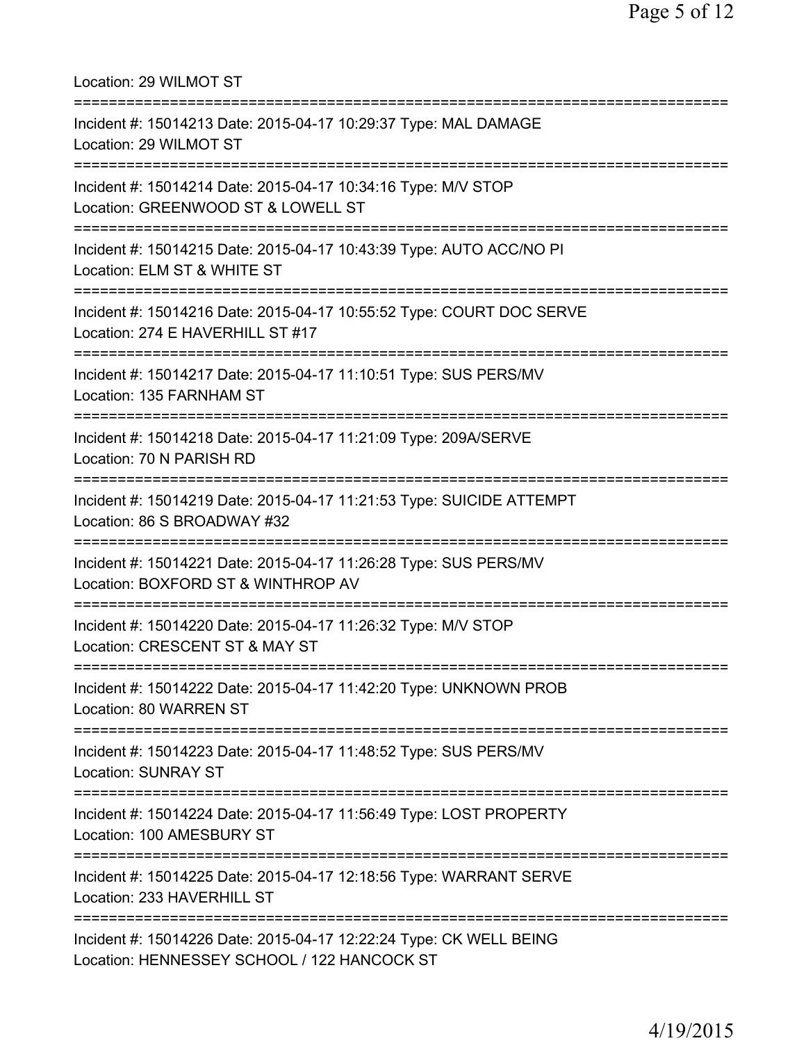Location: 29 WILMOT ST

===========================================================================

Incident #: 15014213 Date: 2015-04-17 10:29:37 Type: MAL DAMAGE
Location: 29 WILMOT ST

===========================================================================

Incident #: 15014214 Date: 2015-04-17 10:34:16 Type: M/V STOP
Location: GREENWOOD ST & LOWELL ST

===========================================================================

Incident #: 15014215 Date: 2015-04-17 10:43:39 Type: AUTO ACC/NO PI
Location: ELM ST & WHITE ST

===========================================================================

Incident #: 15014216 Date: 2015-04-17 10:55:52 Type: COURT DOC SERVE
Location: 274 E HAVERHILL ST #17

===========================================================================

Incident #: 15014217 Date: 2015-04-17 11:10:51 Type: SUS PERS/MV
Location: 135 FARNHAM ST

===========================================================================

Incident #: 15014218 Date: 2015-04-17 11:21:09 Type: 209A/SERVE
Location: 70 N PARISH RD

===========================================================================

Incident #: 15014219 Date: 2015-04-17 11:21:53 Type: SUICIDE ATTEMPT
Location: 86 S BROADWAY #32

===========================================================================

Incident #: 15014221 Date: 2015-04-17 11:26:28 Type: SUS PERS/MV
Location: BOXFORD ST & WINTHROP AV

===========================================================================

Incident #: 15014220 Date: 2015-04-17 11:26:32 Type: M/V STOP
Location: CRESCENT ST & MAY ST

===========================================================================

Incident #: 15014222 Date: 2015-04-17 11:42:20 Type: UNKNOWN PROB
Location: 80 WARREN ST

===========================================================================

Incident #: 15014223 Date: 2015-04-17 11:48:52 Type: SUS PERS/MV
Location: SUNRAY ST

===========================================================================

Incident #: 15014224 Date: 2015-04-17 11:56:49 Type: LOST PROPERTY
Location: 100 AMESBURY ST

===========================================================================

Incident #: 15014225 Date: 2015-04-17 12:18:56 Type: WARRANT SERVE
Location: 233 HAVERHILL ST

===========================================================================

Incident #: 15014226 Date: 2015-04-17 12:22:24 Type: CK WELL BEING
Location: HENNESSEY SCHOOL / 122 HANCOCK ST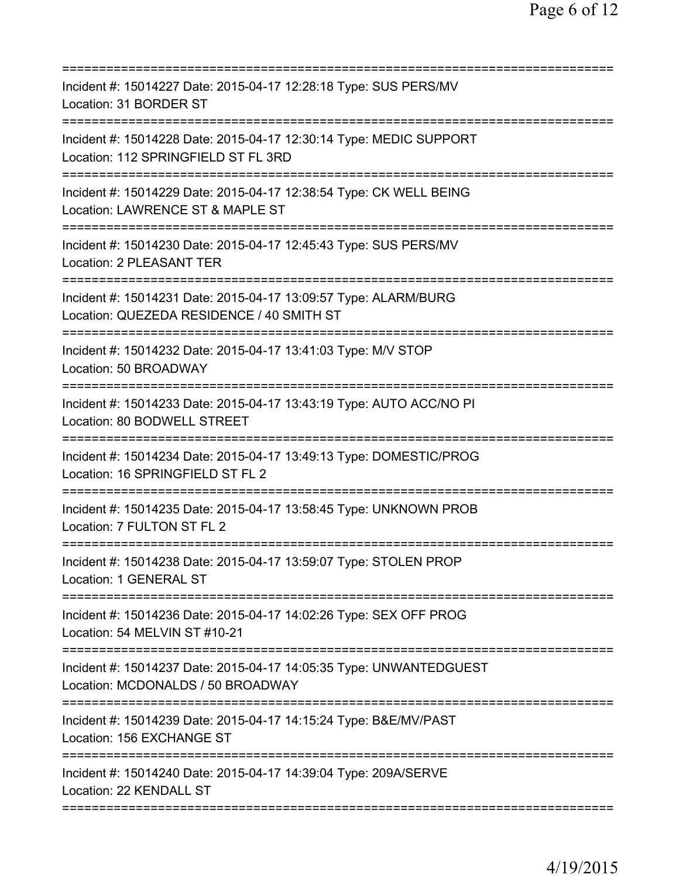===========================================================================
Incident #: 15014227 Date: 2015-04-17 12:28:18 Type: SUS PERS/MV
Location: 31 BORDER ST
===========================================================================
Incident #: 15014228 Date: 2015-04-17 12:30:14 Type: MEDIC SUPPORT
Location: 112 SPRINGFIELD ST FL 3RD
===========================================================================
Incident #: 15014229 Date: 2015-04-17 12:38:54 Type: CK WELL BEING
Location: LAWRENCE ST & MAPLE ST
===========================================================================
Incident #: 15014230 Date: 2015-04-17 12:45:43 Type: SUS PERS/MV
Location: 2 PLEASANT TER
===========================================================================
Incident #: 15014231 Date: 2015-04-17 13:09:57 Type: ALARM/BURG
Location: QUEZEDA RESIDENCE / 40 SMITH ST
===========================================================================
Incident #: 15014232 Date: 2015-04-17 13:41:03 Type: M/V STOP
Location: 50 BROADWAY
===========================================================================
Incident #: 15014233 Date: 2015-04-17 13:43:19 Type: AUTO ACC/NO PI
Location: 80 BODWELL STREET
===========================================================================
Incident #: 15014234 Date: 2015-04-17 13:49:13 Type: DOMESTIC/PROG
Location: 16 SPRINGFIELD ST FL 2
===========================================================================
Incident #: 15014235 Date: 2015-04-17 13:58:45 Type: UNKNOWN PROB
Location: 7 FULTON ST FL 2
===========================================================================
Incident #: 15014238 Date: 2015-04-17 13:59:07 Type: STOLEN PROP
Location: 1 GENERAL ST
===========================================================================
Incident #: 15014236 Date: 2015-04-17 14:02:26 Type: SEX OFF PROG
Location: 54 MELVIN ST #10-21
===========================================================================
Incident #: 15014237 Date: 2015-04-17 14:05:35 Type: UNWANTEDGUEST
Location: MCDONALDS / 50 BROADWAY
===========================================================================
Incident #: 15014239 Date: 2015-04-17 14:15:24 Type: B&E/MV/PAST
Location: 156 EXCHANGE ST
===========================================================================
Incident #: 15014240 Date: 2015-04-17 14:39:04 Type: 209A/SERVE
Location: 22 KENDALL ST
===========================================================================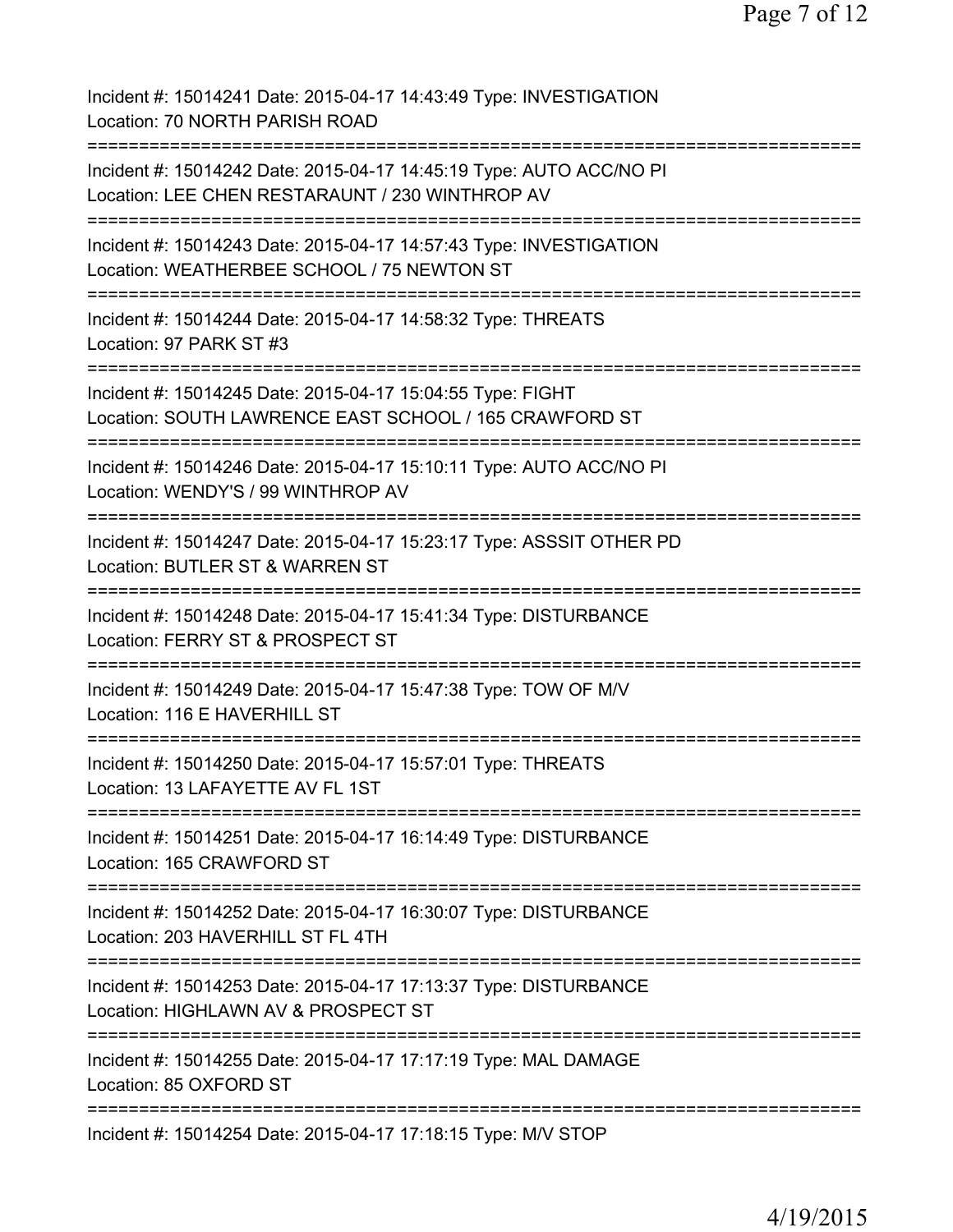Incident #: 15014241 Date: 2015-04-17 14:43:49 Type: INVESTIGATION
Location: 70 NORTH PARISH ROAD
===========================================================================
Incident #: 15014242 Date: 2015-04-17 14:45:19 Type: AUTO ACC/NO PI
Location: LEE CHEN RESTARAUNT / 230 WINTHROP AV
===========================================================================
Incident #: 15014243 Date: 2015-04-17 14:57:43 Type: INVESTIGATION
Location: WEATHERBEE SCHOOL / 75 NEWTON ST
===========================================================================
Incident #: 15014244 Date: 2015-04-17 14:58:32 Type: THREATS
Location: 97 PARK ST #3
===========================================================================
Incident #: 15014245 Date: 2015-04-17 15:04:55 Type: FIGHT
Location: SOUTH LAWRENCE EAST SCHOOL / 165 CRAWFORD ST
===========================================================================
Incident #: 15014246 Date: 2015-04-17 15:10:11 Type: AUTO ACC/NO PI
Location: WENDY'S / 99 WINTHROP AV
===========================================================================
Incident #: 15014247 Date: 2015-04-17 15:23:17 Type: ASSSIT OTHER PD
Location: BUTLER ST & WARREN ST
===========================================================================
Incident #: 15014248 Date: 2015-04-17 15:41:34 Type: DISTURBANCE
Location: FERRY ST & PROSPECT ST
===========================================================================
Incident #: 15014249 Date: 2015-04-17 15:47:38 Type: TOW OF M/V
Location: 116 E HAVERHILL ST
===========================================================================
Incident #: 15014250 Date: 2015-04-17 15:57:01 Type: THREATS
Location: 13 LAFAYETTE AV FL 1ST
===========================================================================
Incident #: 15014251 Date: 2015-04-17 16:14:49 Type: DISTURBANCE
Location: 165 CRAWFORD ST
===========================================================================
Incident #: 15014252 Date: 2015-04-17 16:30:07 Type: DISTURBANCE
Location: 203 HAVERHILL ST FL 4TH
===========================================================================
Incident #: 15014253 Date: 2015-04-17 17:13:37 Type: DISTURBANCE
Location: HIGHLAWN AV & PROSPECT ST
===========================================================================
Incident #: 15014255 Date: 2015-04-17 17:17:19 Type: MAL DAMAGE
Location: 85 OXFORD ST
===========================================================================
Incident #: 15014254 Date: 2015-04-17 17:18:15 Type: M/V STOP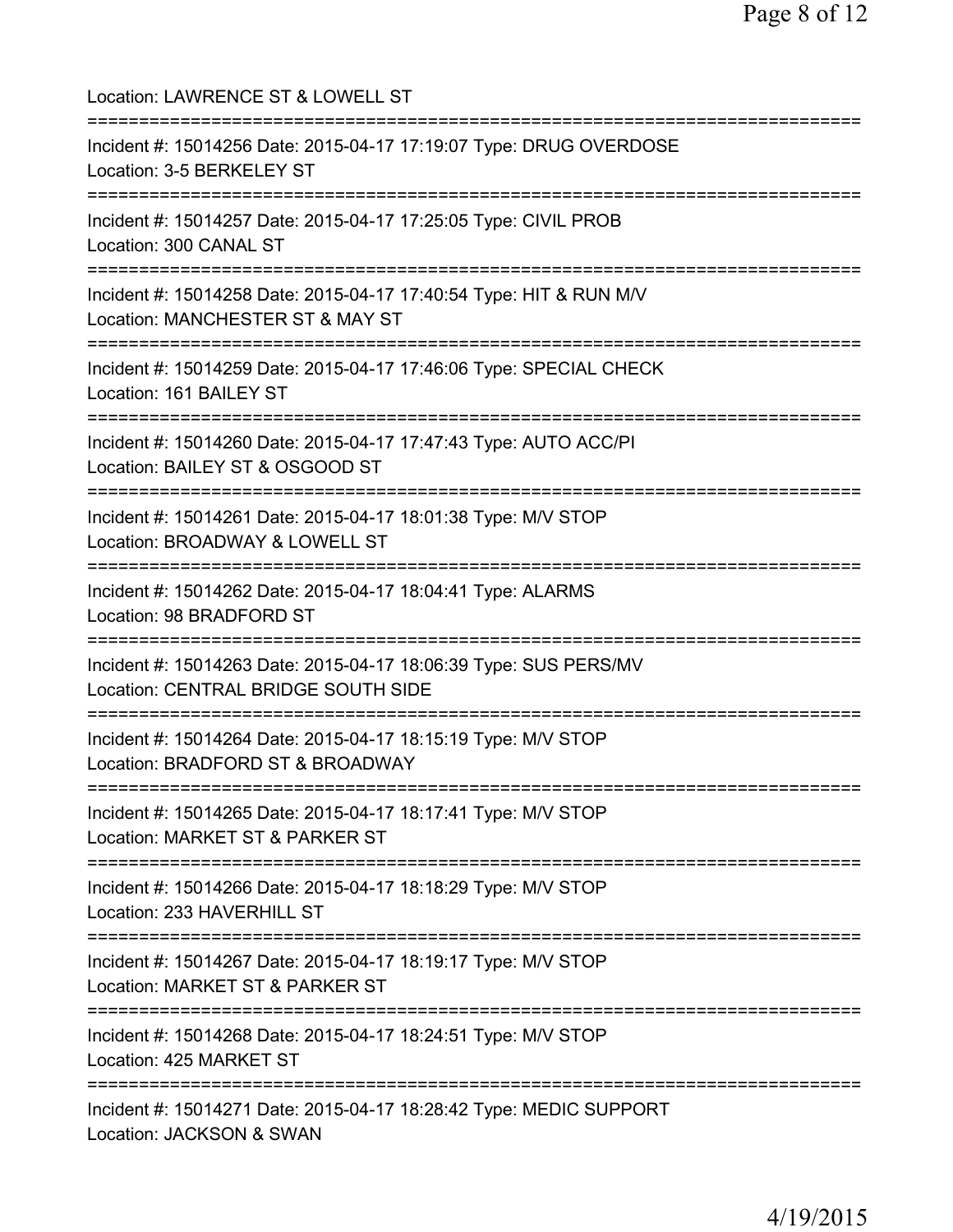Location: LAWRENCE ST & LOWELL ST

===========================================================================

Incident #: 15014256 Date: 2015-04-17 17:19:07 Type: DRUG OVERDOSE
Location: 3-5 BERKELEY ST

===========================================================================

Incident #: 15014257 Date: 2015-04-17 17:25:05 Type: CIVIL PROB
Location: 300 CANAL ST

===========================================================================

Incident #: 15014258 Date: 2015-04-17 17:40:54 Type: HIT & RUN M/V
Location: MANCHESTER ST & MAY ST

===========================================================================

Incident #: 15014259 Date: 2015-04-17 17:46:06 Type: SPECIAL CHECK
Location: 161 BAILEY ST

===========================================================================

Incident #: 15014260 Date: 2015-04-17 17:47:43 Type: AUTO ACC/PI
Location: BAILEY ST & OSGOOD ST

===========================================================================

Incident #: 15014261 Date: 2015-04-17 18:01:38 Type: M/V STOP
Location: BROADWAY & LOWELL ST

===========================================================================

Incident #: 15014262 Date: 2015-04-17 18:04:41 Type: ALARMS
Location: 98 BRADFORD ST

===========================================================================

Incident #: 15014263 Date: 2015-04-17 18:06:39 Type: SUS PERS/MV
Location: CENTRAL BRIDGE SOUTH SIDE

===========================================================================

Incident #: 15014264 Date: 2015-04-17 18:15:19 Type: M/V STOP
Location: BRADFORD ST & BROADWAY

===========================================================================

Incident #: 15014265 Date: 2015-04-17 18:17:41 Type: M/V STOP
Location: MARKET ST & PARKER ST

===========================================================================

Incident #: 15014266 Date: 2015-04-17 18:18:29 Type: M/V STOP
Location: 233 HAVERHILL ST

===========================================================================

Incident #: 15014267 Date: 2015-04-17 18:19:17 Type: M/V STOP
Location: MARKET ST & PARKER ST

===========================================================================

Incident #: 15014268 Date: 2015-04-17 18:24:51 Type: M/V STOP
Location: 425 MARKET ST

===========================================================================

Incident #: 15014271 Date: 2015-04-17 18:28:42 Type: MEDIC SUPPORT
Location: JACKSON & SWAN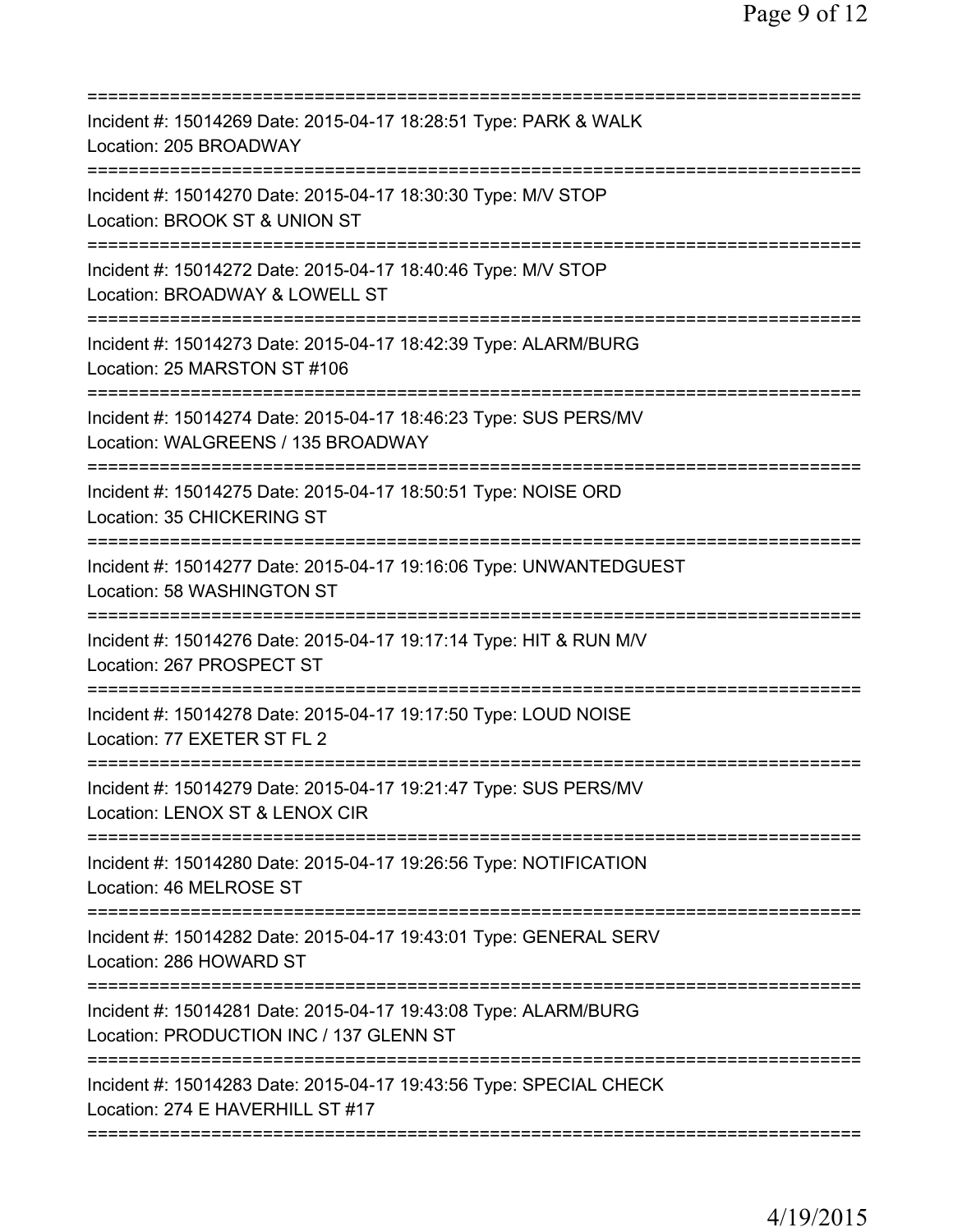Incident #: 15014269 Date: 2015-04-17 18:28:51 Type: PARK & WALK
Location: 205 BROADWAY

---

Incident #: 15014270 Date: 2015-04-17 18:30:30 Type: M/V STOP
Location: BROOK ST & UNION ST

---

Incident #: 15014272 Date: 2015-04-17 18:40:46 Type: M/V STOP
Location: BROADWAY & LOWELL ST

---

Incident #: 15014273 Date: 2015-04-17 18:42:39 Type: ALARM/BURG
Location: 25 MARSTON ST #106

---

Incident #: 15014274 Date: 2015-04-17 18:46:23 Type: SUS PERS/MV
Location: WALGREENS / 135 BROADWAY

---

Incident #: 15014275 Date: 2015-04-17 18:50:51 Type: NOISE ORD
Location: 35 CHICKERING ST

---

Incident #: 15014277 Date: 2015-04-17 19:16:06 Type: UNWANTEDGUEST
Location: 58 WASHINGTON ST

---

Incident #: 15014276 Date: 2015-04-17 19:17:14 Type: HIT & RUN M/V
Location: 267 PROSPECT ST

---

Incident #: 15014278 Date: 2015-04-17 19:17:50 Type: LOUD NOISE
Location: 77 EXETER ST FL 2

---

Incident #: 15014279 Date: 2015-04-17 19:21:47 Type: SUS PERS/MV
Location: LENOX ST & LENOX CIR

---

Incident #: 15014280 Date: 2015-04-17 19:26:56 Type: NOTIFICATION
Location: 46 MELROSE ST

---

Incident #: 15014282 Date: 2015-04-17 19:43:01 Type: GENERAL SERV
Location: 286 HOWARD ST

---

Incident #: 15014281 Date: 2015-04-17 19:43:08 Type: ALARM/BURG
Location: PRODUCTION INC / 137 GLENN ST

---

Incident #: 15014283 Date: 2015-04-17 19:43:56 Type: SPECIAL CHECK
Location: 274 E HAVERHILL ST #17

---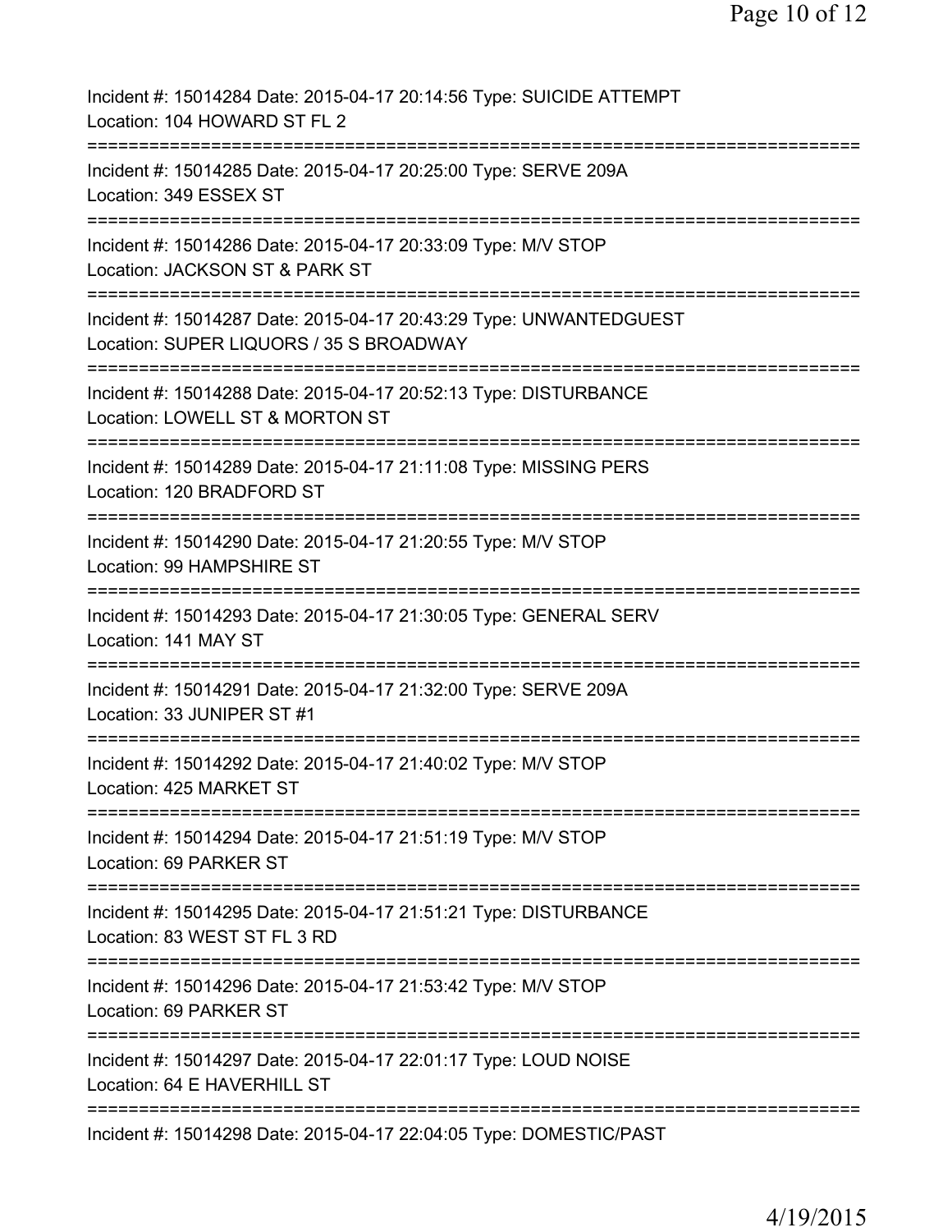Incident #: 15014284 Date: 2015-04-17 20:14:56 Type: SUICIDE ATTEMPT
Location: 104 HOWARD ST FL 2

===========================================================================

Incident #: 15014285 Date: 2015-04-17 20:25:00 Type: SERVE 209A
Location: 349 ESSEX ST

===========================================================================

Incident #: 15014286 Date: 2015-04-17 20:33:09 Type: M/V STOP
Location: JACKSON ST & PARK ST

===========================================================================

Incident #: 15014287 Date: 2015-04-17 20:43:29 Type: UNWANTEDGUEST
Location: SUPER LIQUORS / 35 S BROADWAY

===========================================================================

Incident #: 15014288 Date: 2015-04-17 20:52:13 Type: DISTURBANCE
Location: LOWELL ST & MORTON ST

===========================================================================

Incident #: 15014289 Date: 2015-04-17 21:11:08 Type: MISSING PERS
Location: 120 BRADFORD ST

===========================================================================

Incident #: 15014290 Date: 2015-04-17 21:20:55 Type: M/V STOP
Location: 99 HAMPSHIRE ST

===========================================================================

Incident #: 15014293 Date: 2015-04-17 21:30:05 Type: GENERAL SERV
Location: 141 MAY ST

===========================================================================

Incident #: 15014291 Date: 2015-04-17 21:32:00 Type: SERVE 209A
Location: 33 JUNIPER ST #1

===========================================================================

Incident #: 15014292 Date: 2015-04-17 21:40:02 Type: M/V STOP
Location: 425 MARKET ST

===========================================================================

Incident #: 15014294 Date: 2015-04-17 21:51:19 Type: M/V STOP
Location: 69 PARKER ST

===========================================================================

Incident #: 15014295 Date: 2015-04-17 21:51:21 Type: DISTURBANCE
Location: 83 WEST ST FL 3 RD

===========================================================================

Incident #: 15014296 Date: 2015-04-17 21:53:42 Type: M/V STOP
Location: 69 PARKER ST

===========================================================================

Incident #: 15014297 Date: 2015-04-17 22:01:17 Type: LOUD NOISE
Location: 64 E HAVERHILL ST

===========================================================================

Incident #: 15014298 Date: 2015-04-17 22:04:05 Type: DOMESTIC/PAST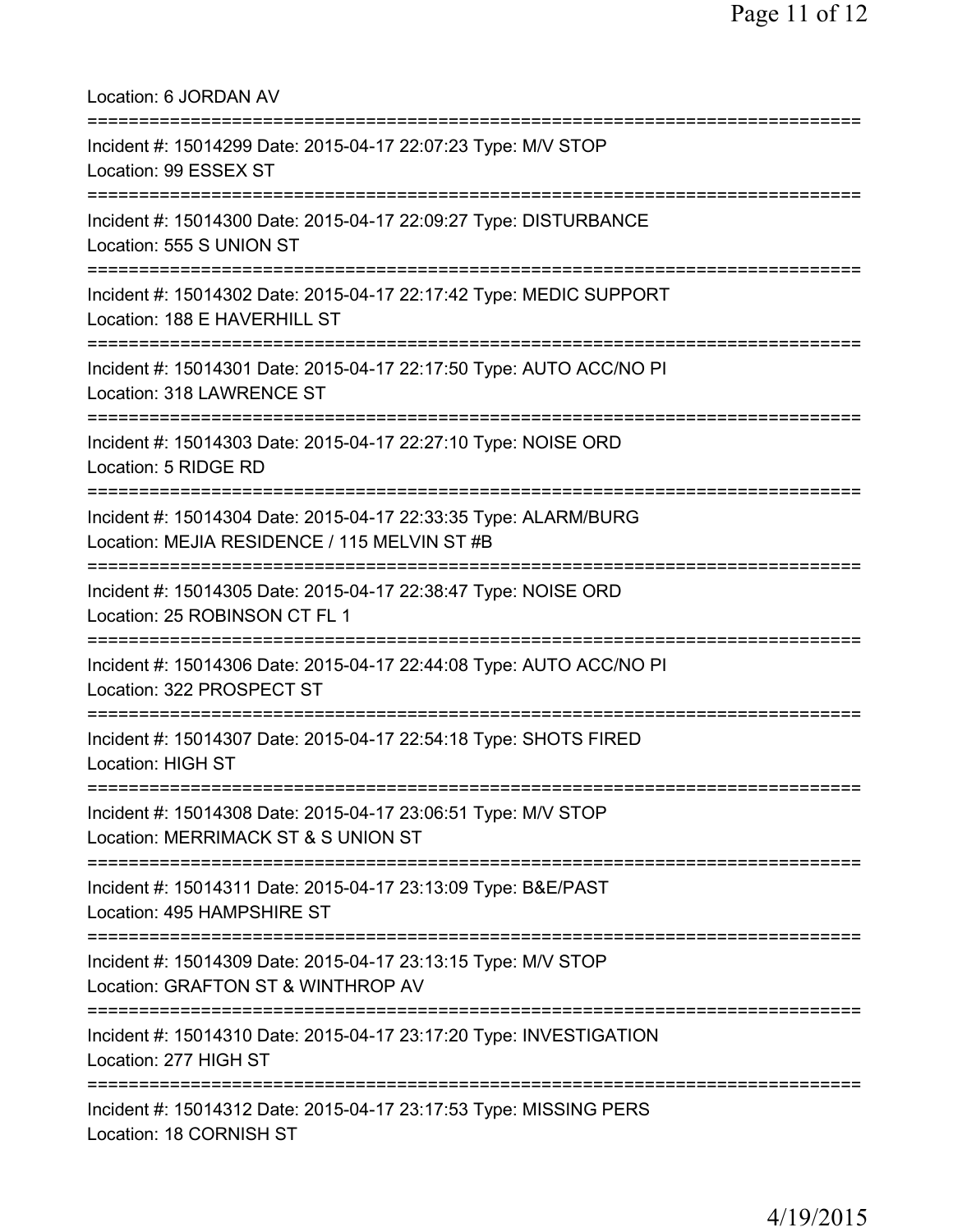Location: 6 JORDAN AV

===========================================================================

Incident #: 15014299 Date: 2015-04-17 22:07:23 Type: M/V STOP
Location: 99 ESSEX ST

===========================================================================

Incident #: 15014300 Date: 2015-04-17 22:09:27 Type: DISTURBANCE
Location: 555 S UNION ST

===========================================================================

Incident #: 15014302 Date: 2015-04-17 22:17:42 Type: MEDIC SUPPORT
Location: 188 E HAVERHILL ST

===========================================================================

Incident #: 15014301 Date: 2015-04-17 22:17:50 Type: AUTO ACC/NO PI
Location: 318 LAWRENCE ST

===========================================================================

Incident #: 15014303 Date: 2015-04-17 22:27:10 Type: NOISE ORD
Location: 5 RIDGE RD

===========================================================================

Incident #: 15014304 Date: 2015-04-17 22:33:35 Type: ALARM/BURG
Location: MEJIA RESIDENCE / 115 MELVIN ST #B

===========================================================================

Incident #: 15014305 Date: 2015-04-17 22:38:47 Type: NOISE ORD
Location: 25 ROBINSON CT FL 1

===========================================================================

Incident #: 15014306 Date: 2015-04-17 22:44:08 Type: AUTO ACC/NO PI
Location: 322 PROSPECT ST

===========================================================================

Incident #: 15014307 Date: 2015-04-17 22:54:18 Type: SHOTS FIRED
Location: HIGH ST

===========================================================================

Incident #: 15014308 Date: 2015-04-17 23:06:51 Type: M/V STOP
Location: MERRIMACK ST & S UNION ST

===========================================================================

Incident #: 15014311 Date: 2015-04-17 23:13:09 Type: B&E/PAST
Location: 495 HAMPSHIRE ST

===========================================================================

Incident #: 15014309 Date: 2015-04-17 23:13:15 Type: M/V STOP
Location: GRAFTON ST & WINTHROP AV

===========================================================================

Incident #: 15014310 Date: 2015-04-17 23:17:20 Type: INVESTIGATION
Location: 277 HIGH ST

===========================================================================

Incident #: 15014312 Date: 2015-04-17 23:17:53 Type: MISSING PERS
Location: 18 CORNISH ST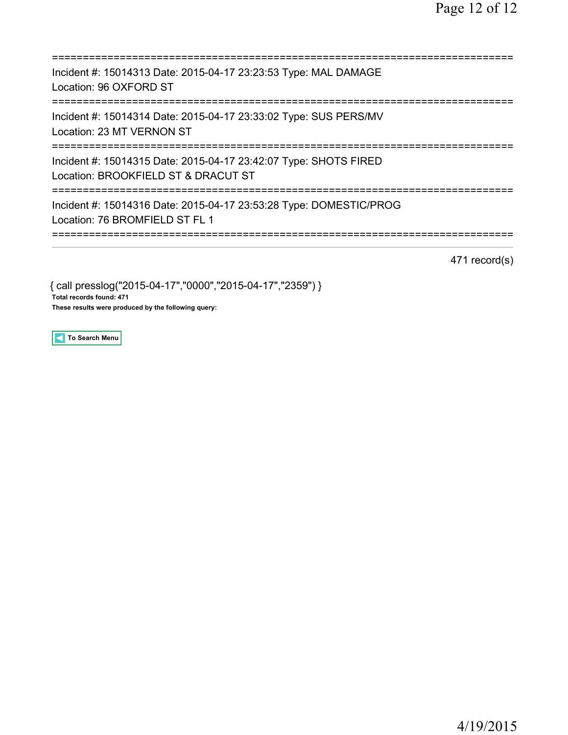===========================================================================

Incident #: 15014313 Date: 2015-04-17 23:23:53 Type: MAL DAMAGE
Location: 96 OXFORD ST

===========================================================================

Incident #: 15014314 Date: 2015-04-17 23:33:02 Type: SUS PERS/MV
Location: 23 MT VERNON ST

===========================================================================

Incident #: 15014315 Date: 2015-04-17 23:42:07 Type: SHOTS FIRED
Location: BROOKFIELD ST & DRACUT ST

===========================================================================

Incident #: 15014316 Date: 2015-04-17 23:53:28 Type: DOMESTIC/PROG
Location: 76 BROMFIELD ST FL 1

===========================================================================

---

471 record(s)

{ call presslog("2015-04-17","0000","2015-04-17","2359") }

**Total records found: 471**

**These results were produced by the following query:**

**To Search Menu**